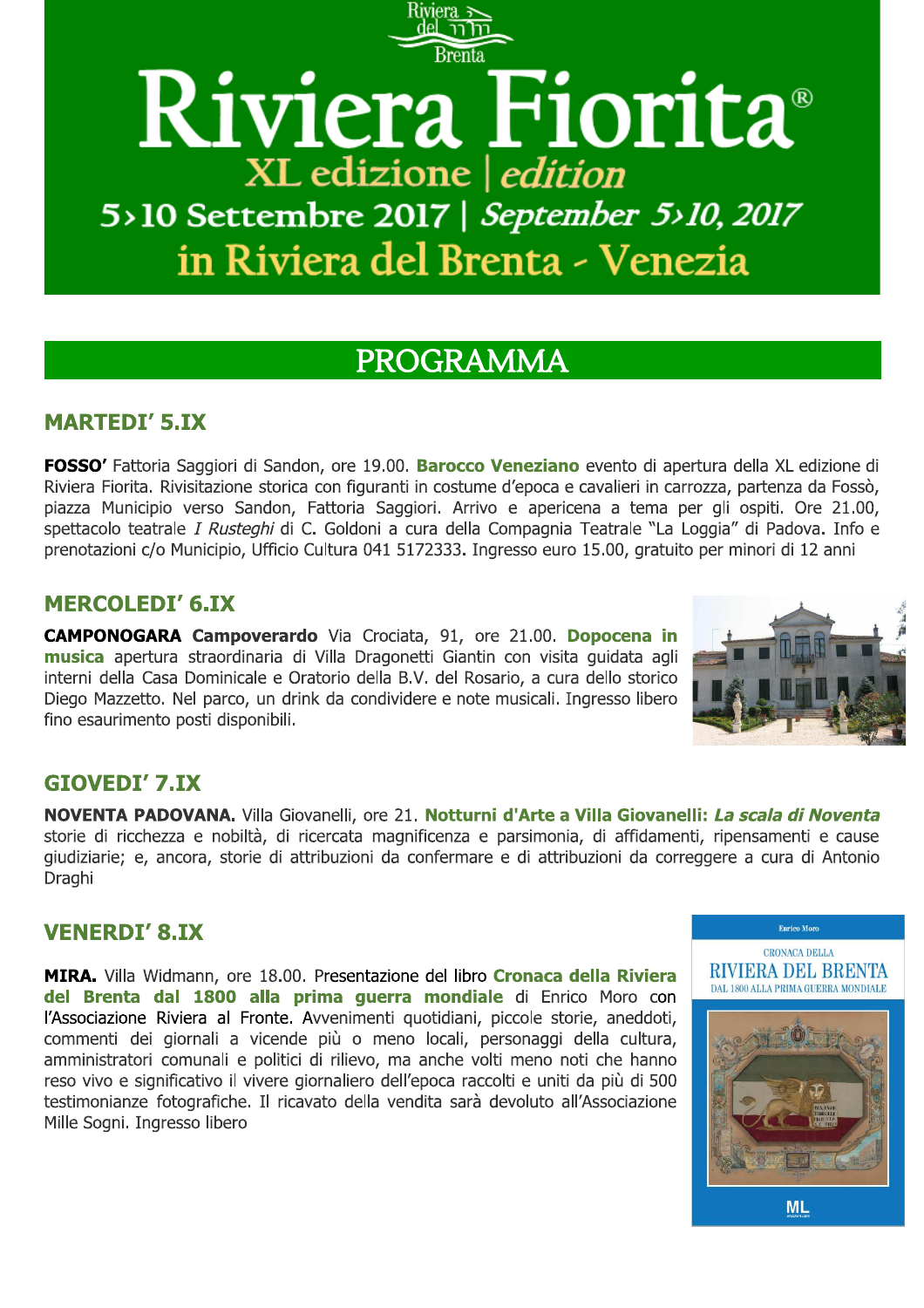Riviera del Brenta

# Riviera Fiorita®

## XL edizione | *edition*

## 5>10 Settembre 2017 | *September 5>10, 2017*

## in Riviera del Brenta - Venezia

# PROGRAMMA

## MARTEDI' 5.IX

**FOSSO'** Fattoria Saggiori di Sandon, ore 19.00. **Barocco Veneziano** evento di apertura della XL edizione di Riviera Fiorita. Rivisitazione storica con figuranti in costume d'epoca e cavalieri in carrozza, partenza da Fossò, piazza Municipio verso Sandon, Fattoria Saggiori. Arrivo e apericena a tema per gli ospiti. Ore 21.00, spettacolo teatrale *I Rusteghi* di C. Goldoni a cura della Compagnia Teatrale "La Loggia" di Padova. Info e prenotazioni c/o Municipio, Ufficio Cultura 041 5172333. Ingresso euro 15.00, gratuito per minori di 12 anni

## MERCOLEDI' 6.IX

**CAMPONOGARA Campoverardo** Via Crociata, 91, ore 21.00. **Dopocena in musica** apertura straordinaria di Villa Dragonetti Giantin con visita guidata agli interni della Casa Dominicale e Oratorio della B.V. del Rosario, a cura dello storico Diego Mazzetto. Nel parco, un drink da condividere e note musicali. Ingresso libero fino esaurimento posti disponibili.

## GIOVEDI' 7.IX

**NOVENTA PADOVANA.** Villa Giovanelli, ore 21. **Notturni d'Arte a Villa Giovanelli: *La scala di Noventa*** storie di ricchezza e nobiltà, di ricercata magnificenza e parsimonia, di affidamenti, ripensamenti e cause giudiziarie; e, ancora, storie di attribuzioni da confermare e di attribuzioni da correggere a cura di Antonio Draghi

## VENERDI' 8.IX

**MIRA.** Villa Widmann, ore 18.00. Presentazione del libro **Cronaca della Riviera del Brenta dal 1800 alla prima guerra mondiale** di Enrico Moro con l'Associazione Riviera al Fronte. Avvenimenti quotidiani, piccole storie, aneddoti, commenti dei giornali a vicende più o meno locali, personaggi della cultura, amministratori comunali e politici di rilievo, ma anche volti meno noti che hanno reso vivo e significativo il vivere giornaliero dell'epoca raccolti e uniti da più di 500 testimonianze fotografiche. Il ricavato della vendita sarà devoluto all'Associazione Mille Sogni. Ingresso libero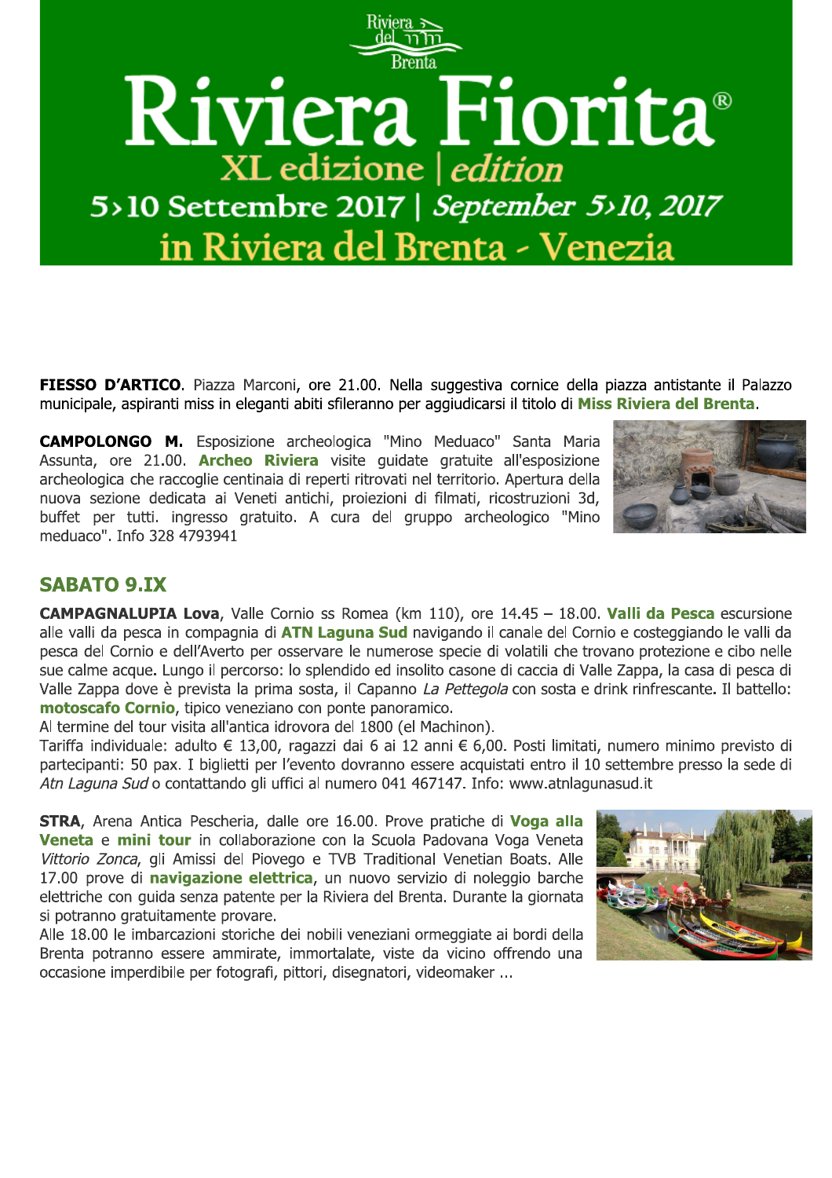# Riviera Fiorita®

## XL edizione | *edition*

## 5›10 Settembre 2017 | *September 5›10, 2017*

## in Riviera del Brenta - Venezia

**FIESSO D'ARTICO**. Piazza Marconi, ore 21.00. Nella suggestiva cornice della piazza antistante il Palazzo municipale, aspiranti miss in eleganti abiti sfileranno per aggiudicarsi il titolo di **Miss Riviera del Brenta**.

**CAMPOLONGO M.** Esposizione archeologica "Mino Meduaco" Santa Maria Assunta, ore 21.00. **Archeo Riviera** visite guidate gratuite all'esposizione archeologica che raccoglie centinaia di reperti ritrovati nel territorio. Apertura della nuova sezione dedicata ai Veneti antichi, proiezioni di filmati, ricostruzioni 3d, buffet per tutti. ingresso gratuito. A cura del gruppo archeologico "Mino meduaco". Info 328 4793941

## SABATO 9.IX

**CAMPAGNALUPIA Lova**, Valle Cornio ss Romea (km 110), ore 14.45 – 18.00. **Valli da Pesca** escursione alle valli da pesca in compagnia di **ATN Laguna Sud** navigando il canale del Cornio e costeggiando le valli da pesca del Cornio e dell'Averto per osservare le numerose specie di volatili che trovano protezione e cibo nelle sue calme acque. Lungo il percorso: lo splendido ed insolito casone di caccia di Valle Zappa, la casa di pesca di Valle Zappa dove è prevista la prima sosta, il Capanno *La Pettegola* con sosta e drink rinfrescante. Il battello: **motoscafo Cornio**, tipico veneziano con ponte panoramico.
Al termine del tour visita all'antica idrovora del 1800 (el Machinon).
Tariffa individuale: adulto € 13,00, ragazzi dai 6 ai 12 anni € 6,00. Posti limitati, numero minimo previsto di partecipanti: 50 pax. I biglietti per l'evento dovranno essere acquistati entro il 10 settembre presso la sede di *Atn Laguna Sud* o contattando gli uffici al numero 041 467147. Info: www.atnlagunasud.it

**STRA**, Arena Antica Pescheria, dalle ore 16.00. Prove pratiche di **Voga alla Veneta** e **mini tour** in collaborazione con la Scuola Padovana Voga Veneta *Vittorio Zonca*, gli Amissi del Piovego e TVB Traditional Venetian Boats. Alle 17.00 prove di **navigazione elettrica**, un nuovo servizio di noleggio barche elettriche con guida senza patente per la Riviera del Brenta. Durante la giornata si potranno gratuitamente provare.
Alle 18.00 le imbarcazioni storiche dei nobili veneziani ormeggiate ai bordi della Brenta potranno essere ammirate, immortalate, viste da vicino offrendo una occasione imperdibile per fotografi, pittori, disegnatori, videomaker ...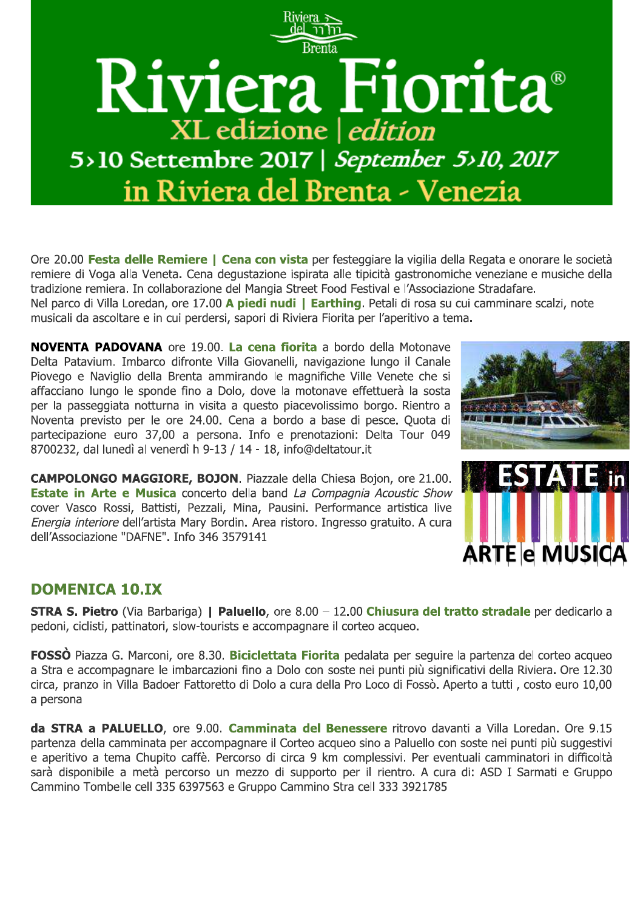# Riviera Fiorita®

## XL edizione | *edition*

## 5>10 Settembre 2017 | *September 5>10, 2017*

## in Riviera del Brenta - Venezia

Ore 20.00 **Festa delle Remiere | Cena con vista** per festeggiare la vigilia della Regata e onorare le società remiere di Voga alla Veneta. Cena degustazione ispirata alle tipicità gastronomiche veneziane e musiche della tradizione remiera. In collaborazione del Mangia Street Food Festival e l'Associazione Stradafare.
Nel parco di Villa Loredan, ore 17.00 **A piedi nudi | Earthing**. Petali di rosa su cui camminare scalzi, note musicali da ascoltare e in cui perdersi, sapori di Riviera Fiorita per l'aperitivo a tema.

**NOVENTA PADOVANA** ore 19.00. **La cena fiorita** a bordo della Motonave Delta Patavium. Imbarco difronte Villa Giovanelli, navigazione lungo il Canale Piovego e Naviglio della Brenta ammirando le magnifiche Ville Venete che si affacciano lungo le sponde fino a Dolo, dove la motonave effettuerà la sosta per la passeggiata notturna in visita a questo piacevolissimo borgo. Rientro a Noventa previsto per le ore 24.00. Cena a bordo a base di pesce. Quota di partecipazione euro 37,00 a persona. Info e prenotazioni: Delta Tour 049 8700232, dal lunedì al venerdì h 9-13 / 14 - 18, info@deltatour.it

**CAMPOLONGO MAGGIORE, BOJON**. Piazzale della Chiesa Bojon, ore 21.00. **Estate in Arte e Musica** concerto della band *La Compagnia Acoustic Show* cover Vasco Rossi, Battisti, Pezzali, Mina, Pausini. Performance artistica live *Energia interiore* dell'artista Mary Bordin. Area ristoro. Ingresso gratuito. A cura dell'Associazione "DAFNE". Info 346 3579141

## DOMENICA 10.IX

**STRA S. Pietro** (Via Barbariga) **| Paluello**, ore 8.00 – 12.00 **Chiusura del tratto stradale** per dedicarlo a pedoni, ciclisti, pattinatori, slow-tourists e accompagnare il corteo acqueo.

**FOSSÒ** Piazza G. Marconi, ore 8.30. **Biciclettata Fiorita** pedalata per seguire la partenza del corteo acqueo a Stra e accompagnare le imbarcazioni fino a Dolo con soste nei punti più significativi della Riviera. Ore 12.30 circa, pranzo in Villa Badoer Fattoretto di Dolo a cura della Pro Loco di Fossò. Aperto a tutti , costo euro 10,00 a persona

**da STRA a PALUELLO**, ore 9.00. **Camminata del Benessere** ritrovo davanti a Villa Loredan. Ore 9.15 partenza della camminata per accompagnare il Corteo acqueo sino a Paluello con soste nei punti più suggestivi e aperitivo a tema Chupito caffè. Percorso di circa 9 km complessivi. Per eventuali camminatori in difficoltà sarà disponibile a metà percorso un mezzo di supporto per il rientro. A cura di: ASD I Sarmati e Gruppo Cammino Tombelle cell 335 6397563 e Gruppo Cammino Stra cell 333 3921785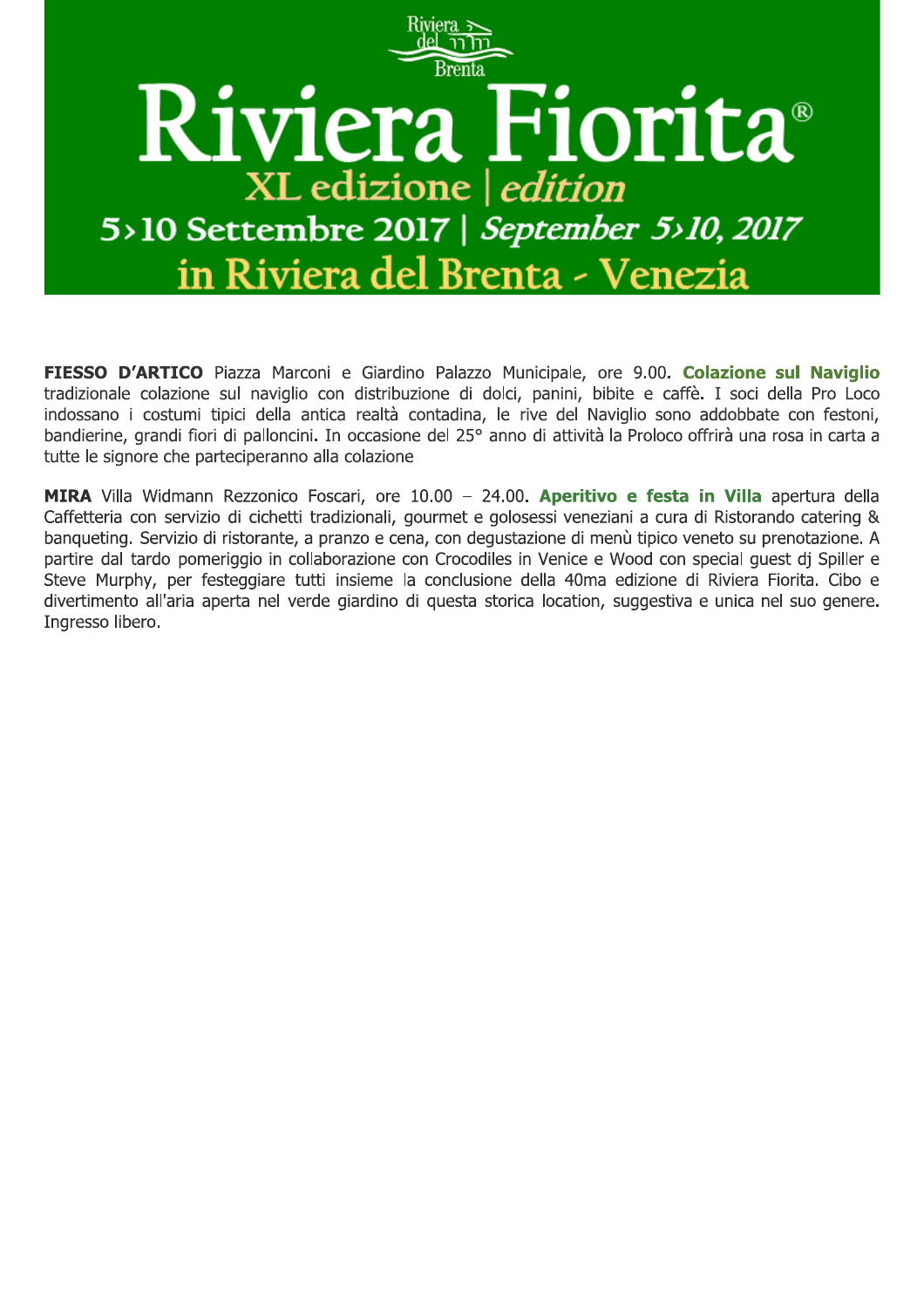# Riviera Fiorita®

## XL edizione | *edition*

## 5>10 Settembre 2017 | *September 5>10, 2017*

## in Riviera del Brenta - Venezia

**FIESSO D'ARTICO** Piazza Marconi e Giardino Palazzo Municipale, ore 9.00. **Colazione sul Naviglio** tradizionale colazione sul naviglio con distribuzione di dolci, panini, bibite e caffè. I soci della Pro Loco indossano i costumi tipici della antica realtà contadina, le rive del Naviglio sono addobbate con festoni, bandierine, grandi fiori di palloncini. In occasione del 25° anno di attività la Proloco offrirà una rosa in carta a tutte le signore che parteciperanno alla colazione

**MIRA** Villa Widmann Rezzonico Foscari, ore 10.00 – 24.00. **Aperitivo e festa in Villa** apertura della Caffetteria con servizio di cichetti tradizionali, gourmet e golosessi veneziani a cura di Ristorando catering & banqueting. Servizio di ristorante, a pranzo e cena, con degustazione di menù tipico veneto su prenotazione. A partire dal tardo pomeriggio in collaborazione con Crocodiles in Venice e Wood con special guest dj Spiller e Steve Murphy, per festeggiare tutti insieme la conclusione della 40ma edizione di Riviera Fiorita. Cibo e divertimento all'aria aperta nel verde giardino di questa storica location, suggestiva e unica nel suo genere. Ingresso libero.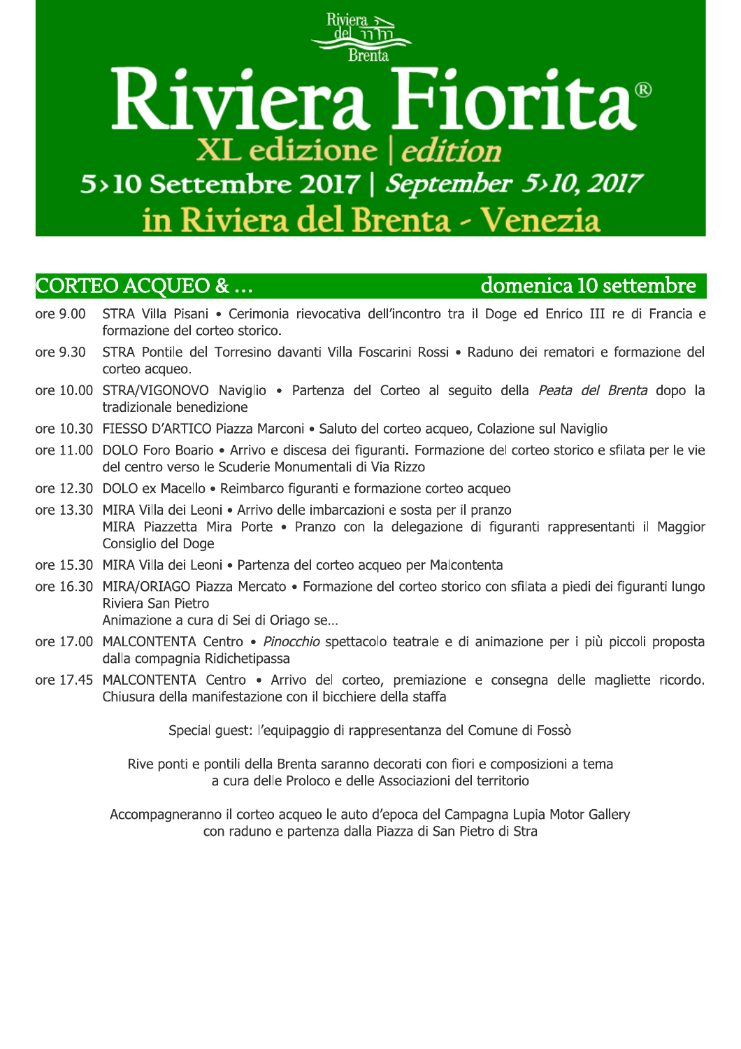Riviera del Brenta

# Riviera Fiorita®

## XL edizione | *edition*

## 5>10 Settembre 2017 | *September 5>10, 2017*

## in Riviera del Brenta - Venezia

### CORTEO ACQUEO & … domenica 10 settembre

- ore 9.00 STRA Villa Pisani • Cerimonia rievocativa dell'incontro tra il Doge ed Enrico III re di Francia e formazione del corteo storico.
- ore 9.30 STRA Pontile del Torresino davanti Villa Foscarini Rossi • Raduno dei rematori e formazione del corteo acqueo.
- ore 10.00 STRA/VIGONOVO Naviglio • Partenza del Corteo al seguito della *Peata del Brenta* dopo la tradizionale benedizione
- ore 10.30 FIESSO D'ARTICO Piazza Marconi • Saluto del corteo acqueo, Colazione sul Naviglio
- ore 11.00 DOLO Foro Boario • Arrivo e discesa dei figuranti. Formazione del corteo storico e sfilata per le vie del centro verso le Scuderie Monumentali di Via Rizzo
- ore 12.30 DOLO ex Macello • Reimbarco figuranti e formazione corteo acqueo
- ore 13.30 MIRA Villa dei Leoni • Arrivo delle imbarcazioni e sosta per il pranzo
  MIRA Piazzetta Mira Porte • Pranzo con la delegazione di figuranti rappresentanti il Maggior Consiglio del Doge
- ore 15.30 MIRA Villa dei Leoni • Partenza del corteo acqueo per Malcontenta
- ore 16.30 MIRA/ORIAGO Piazza Mercato • Formazione del corteo storico con sfilata a piedi dei figuranti lungo Riviera San Pietro
  Animazione a cura di Sei di Oriago se…
- ore 17.00 MALCONTENTA Centro • *Pinocchio* spettacolo teatrale e di animazione per i più piccoli proposta dalla compagnia Ridichetipassa
- ore 17.45 MALCONTENTA Centro • Arrivo del corteo, premiazione e consegna delle magliette ricordo. Chiusura della manifestazione con il bicchiere della staffa

Special guest: l'equipaggio di rappresentanza del Comune di Fossò

Rive ponti e pontili della Brenta saranno decorati con fiori e composizioni a tema a cura delle Proloco e delle Associazioni del territorio

Accompagneranno il corteo acqueo le auto d'epoca del Campagna Lupia Motor Gallery con raduno e partenza dalla Piazza di San Pietro di Stra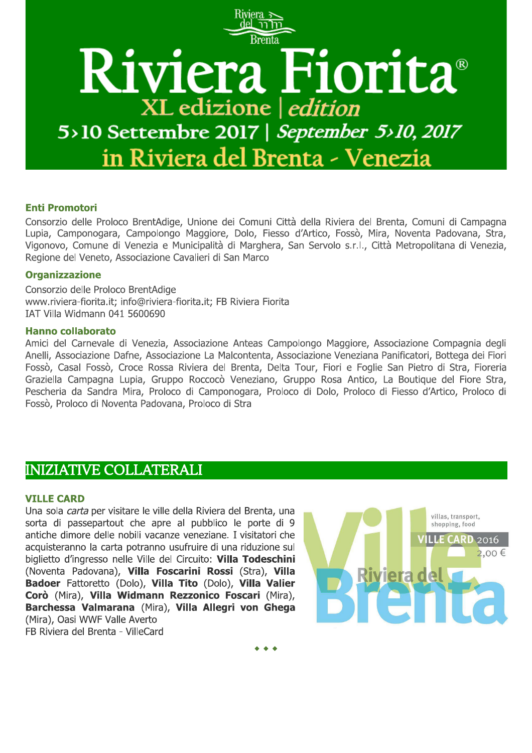Riviera del Brenta

# Riviera Fiorita®

XL edizione | *edition*

5>10 Settembre 2017 | *September 5>10, 2017*

in Riviera del Brenta - Venezia

### Enti Promotori

Consorzio delle Proloco BrentAdige, Unione dei Comuni Città della Riviera del Brenta, Comuni di Campagna Lupia, Camponogara, Campolongo Maggiore, Dolo, Fiesso d'Artico, Fossò, Mira, Noventa Padovana, Stra, Vigonovo, Comune di Venezia e Municipalità di Marghera, San Servolo s.r.l., Città Metropolitana di Venezia, Regione del Veneto, Associazione Cavalieri di San Marco

### Organizzazione

Consorzio delle Proloco BrentAdige
www.riviera-fiorita.it; info@riviera-fiorita.it; FB Riviera Fiorita
IAT Villa Widmann 041 5600690

### Hanno collaborato

Amici del Carnevale di Venezia, Associazione Anteas Campolongo Maggiore, Associazione Compagnia degli Anelli, Associazione Dafne, Associazione La Malcontenta, Associazione Veneziana Panificatori, Bottega dei Fiori Fossò, Casal Fossò, Croce Rossa Riviera del Brenta, Delta Tour, Fiori e Foglie San Pietro di Stra, Fioreria Graziella Campagna Lupia, Gruppo Roccocò Veneziano, Gruppo Rosa Antico, La Boutique del Fiore Stra, Pescheria da Sandra Mira, Proloco di Camponogara, Proloco di Dolo, Proloco di Fiesso d'Artico, Proloco di Fossò, Proloco di Noventa Padovana, Proloco di Stra

## INIZIATIVE COLLATERALI

### VILLE CARD

Una sola *carta* per visitare le ville della Riviera del Brenta, una sorta di passepartout che apre al pubblico le porte di 9 antiche dimore delle nobili vacanze veneziane. I visitatori che acquisteranno la carta potranno usufruire di una riduzione sul biglietto d'ingresso nelle Ville del Circuito: **Villa Todeschini** (Noventa Padovana), **Villa Foscarini Rossi** (Stra), **Villa Badoer** Fattoretto (Dolo), **Villa Tito** (Dolo), **Villa Valier Corò** (Mira), **Villa Widmann Rezzonico Foscari** (Mira), **Barchessa Valmarana** (Mira), **Villa Allegri von Ghega** (Mira), Oasi WWF Valle Averto
FB Riviera del Brenta - VilleCard

Ville Riviera del Brenta
villas, transport, shopping, food
VILLE CARD 2016
2,00 €

◆ ◆ ◆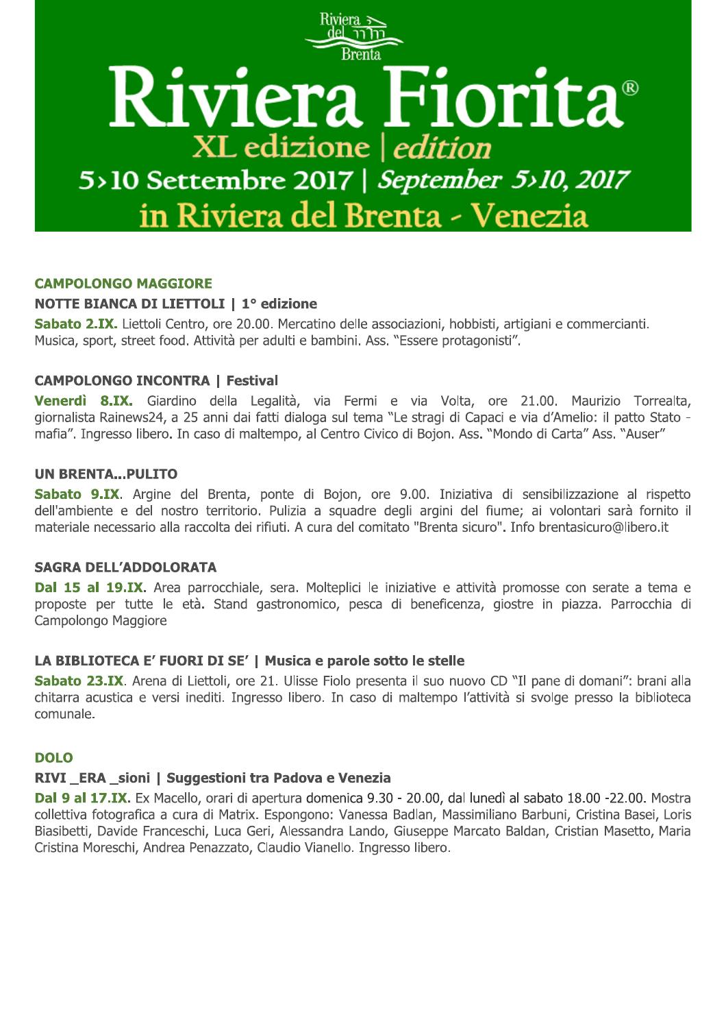Riviera del Brenta

# Riviera Fiorita®

XL edizione | *edition*

5›10 Settembre 2017 | *September 5›10, 2017*

in Riviera del Brenta - Venezia

## CAMPOLONGO MAGGIORE

### NOTTE BIANCA DI LIETTOLI | 1° edizione

**Sabato 2.IX.** Liettoli Centro, ore 20.00. Mercatino delle associazioni, hobbisti, artigiani e commercianti. Musica, sport, street food. Attività per adulti e bambini. Ass. "Essere protagonisti".

### CAMPOLONGO INCONTRA | Festival

**Venerdì 8.IX.** Giardino della Legalità, via Fermi e via Volta, ore 21.00. Maurizio Torrealta, giornalista Rainews24, a 25 anni dai fatti dialoga sul tema "Le stragi di Capaci e via d'Amelio: il patto Stato - mafia". Ingresso libero. In caso di maltempo, al Centro Civico di Bojon. Ass. "Mondo di Carta" Ass. "Auser"

### UN BRENTA...PULITO

**Sabato 9.IX**. Argine del Brenta, ponte di Bojon, ore 9.00. Iniziativa di sensibilizzazione al rispetto dell'ambiente e del nostro territorio. Pulizia a squadre degli argini del fiume; ai volontari sarà fornito il materiale necessario alla raccolta dei rifiuti. A cura del comitato "Brenta sicuro". Info brentasicuro@libero.it

### SAGRA DELL'ADDOLORATA

**Dal 15 al 19.IX.** Area parrocchiale, sera. Molteplici le iniziative e attività promosse con serate a tema e proposte per tutte le età. Stand gastronomico, pesca di beneficenza, giostre in piazza. Parrocchia di Campolongo Maggiore

### LA BIBLIOTECA E' FUORI DI SE' | Musica e parole sotto le stelle

**Sabato 23.IX**. Arena di Liettoli, ore 21. Ulisse Fiolo presenta il suo nuovo CD "Il pane di domani": brani alla chitarra acustica e versi inediti. Ingresso libero. In caso di maltempo l'attività si svolge presso la biblioteca comunale.

## DOLO

### RIVI _ERA _sioni | Suggestioni tra Padova e Venezia

**Dal 9 al 17.IX.** Ex Macello, orari di apertura domenica 9.30 - 20.00, dal lunedì al sabato 18.00 -22.00. Mostra collettiva fotografica a cura di Matrix. Espongono: Vanessa Badlan, Massimiliano Barbuni, Cristina Basei, Loris Biasibetti, Davide Franceschi, Luca Geri, Alessandra Lando, Giuseppe Marcato Baldan, Cristian Masetto, Maria Cristina Moreschi, Andrea Penazzato, Claudio Vianello. Ingresso libero.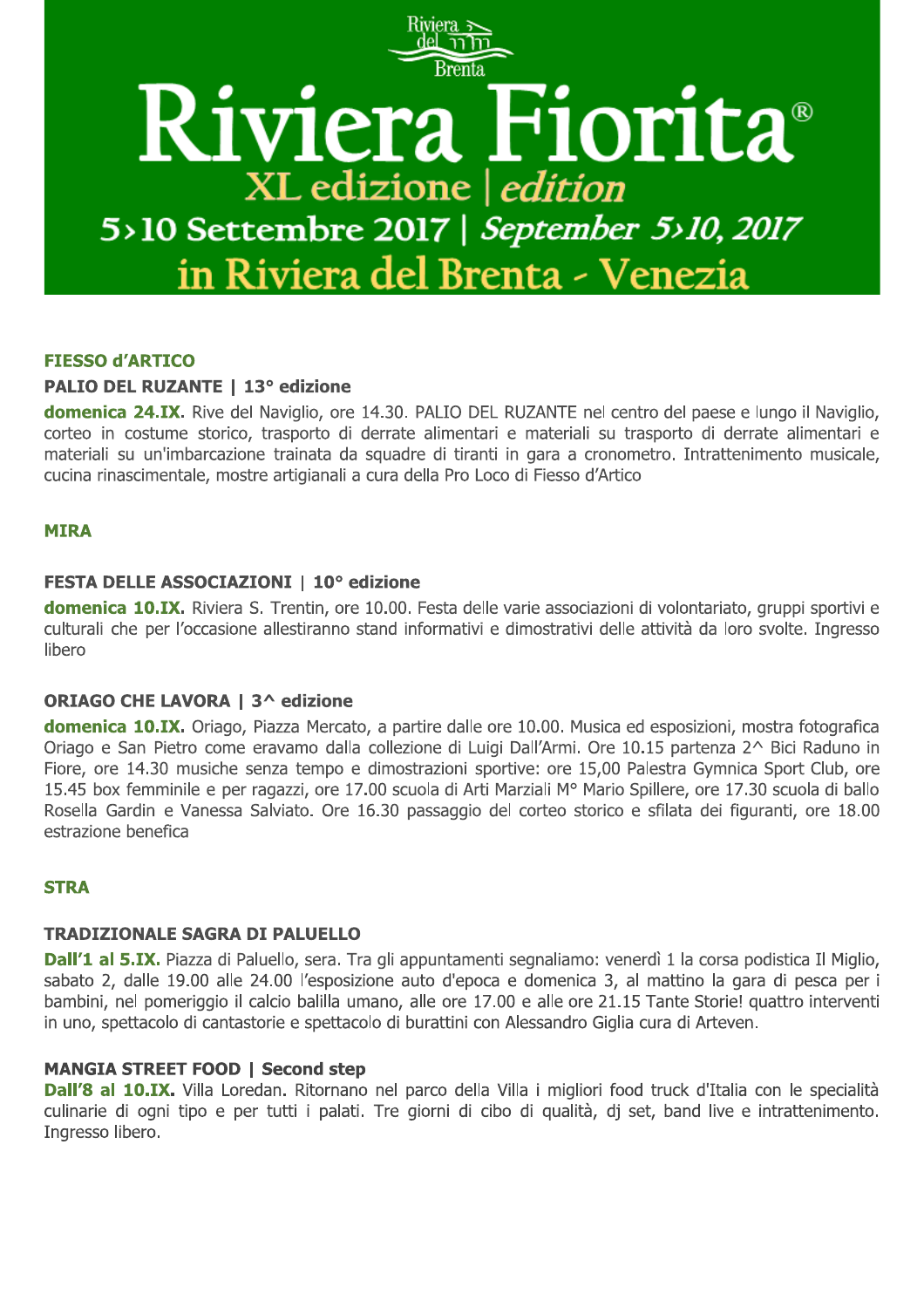Riviera del Brenta

# Riviera Fiorita®

XL edizione | *edition*

5›10 Settembre 2017 | *September 5›10, 2017*

in Riviera del Brenta - Venezia

## FIESSO d'ARTICO

### PALIO DEL RUZANTE | 13° edizione

**domenica 24.IX.** Rive del Naviglio, ore 14.30. PALIO DEL RUZANTE nel centro del paese e lungo il Naviglio, corteo in costume storico, trasporto di derrate alimentari e materiali su trasporto di derrate alimentari e materiali su un'imbarcazione trainata da squadre di tiranti in gara a cronometro. Intrattenimento musicale, cucina rinascimentale, mostre artigianali a cura della Pro Loco di Fiesso d'Artico

## MIRA

### FESTA DELLE ASSOCIAZIONI | 10° edizione

**domenica 10.IX.** Riviera S. Trentin, ore 10.00. Festa delle varie associazioni di volontariato, gruppi sportivi e culturali che per l'occasione allestiranno stand informativi e dimostrativi delle attività da loro svolte. Ingresso libero

### ORIAGO CHE LAVORA | 3^ edizione

**domenica 10.IX.** Oriago, Piazza Mercato, a partire dalle ore 10.00. Musica ed esposizioni, mostra fotografica Oriago e San Pietro come eravamo dalla collezione di Luigi Dall'Armi. Ore 10.15 partenza 2^ Bici Raduno in Fiore, ore 14.30 musiche senza tempo e dimostrazioni sportive: ore 15,00 Palestra Gymnica Sport Club, ore 15.45 box femminile e per ragazzi, ore 17.00 scuola di Arti Marziali M° Mario Spillere, ore 17.30 scuola di ballo Rosella Gardin e Vanessa Salviato. Ore 16.30 passaggio del corteo storico e sfilata dei figuranti, ore 18.00 estrazione benefica

## STRA

### TRADIZIONALE SAGRA DI PALUELLO

**Dall'1 al 5.IX.** Piazza di Paluello, sera. Tra gli appuntamenti segnaliamo: venerdì 1 la corsa podistica Il Miglio, sabato 2, dalle 19.00 alle 24.00 l'esposizione auto d'epoca e domenica 3, al mattino la gara di pesca per i bambini, nel pomeriggio il calcio balilla umano, alle ore 17.00 e alle ore 21.15 Tante Storie! quattro interventi in uno, spettacolo di cantastorie e spettacolo di burattini con Alessandro Giglia cura di Arteven.

### MANGIA STREET FOOD | Second step

**Dall'8 al 10.IX.** Villa Loredan. Ritornano nel parco della Villa i migliori food truck d'Italia con le specialità culinarie di ogni tipo e per tutti i palati. Tre giorni di cibo di qualità, dj set, band live e intrattenimento. Ingresso libero.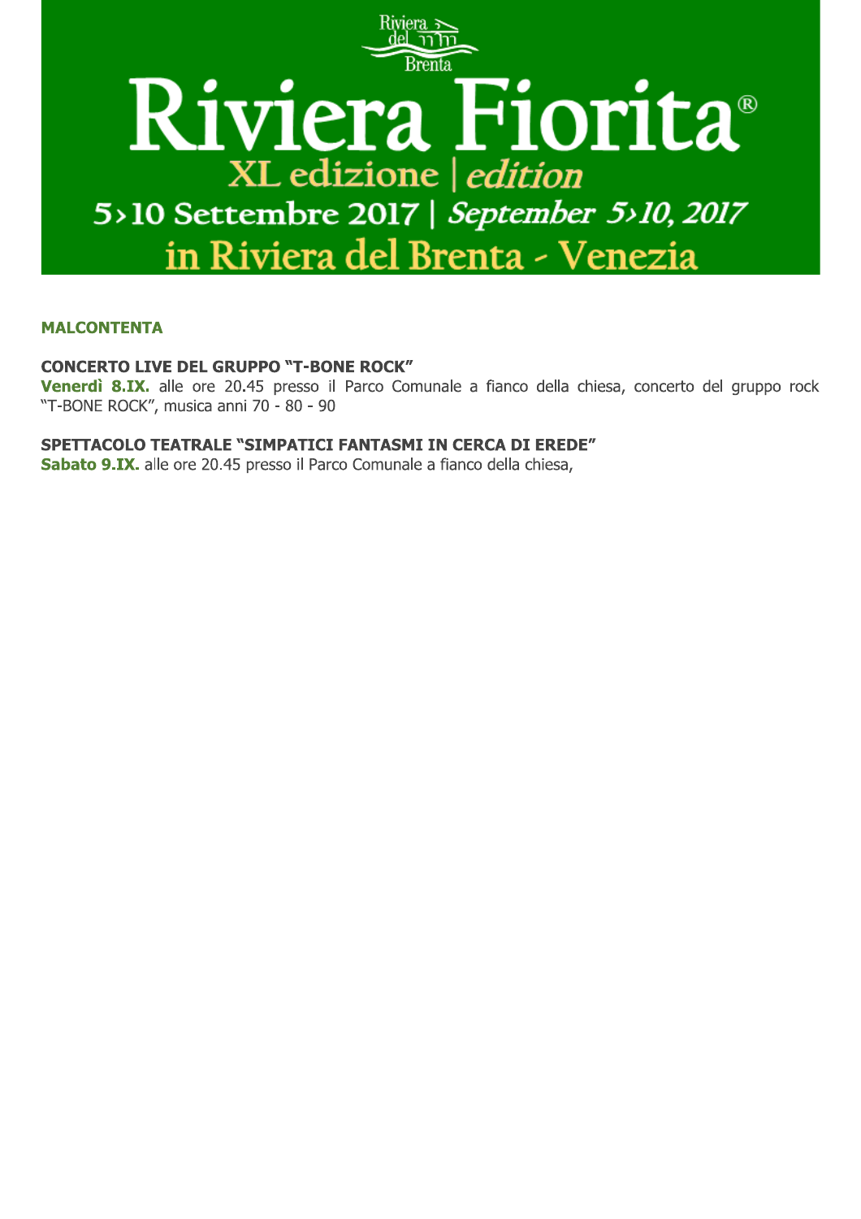Riviera del Brenta

# Riviera Fiorita®

XL edizione | *edition*

5›10 Settembre 2017 | *September 5›10, 2017*

in Riviera del Brenta - Venezia

## MALCONTENTA

### CONCERTO LIVE DEL GRUPPO "T-BONE ROCK"

**Venerdì 8.IX.** alle ore 20.45 presso il Parco Comunale a fianco della chiesa, concerto del gruppo rock "T-BONE ROCK", musica anni 70 - 80 - 90

### SPETTACOLO TEATRALE "SIMPATICI FANTASMI IN CERCA DI EREDE"

**Sabato 9.IX.** alle ore 20.45 presso il Parco Comunale a fianco della chiesa,